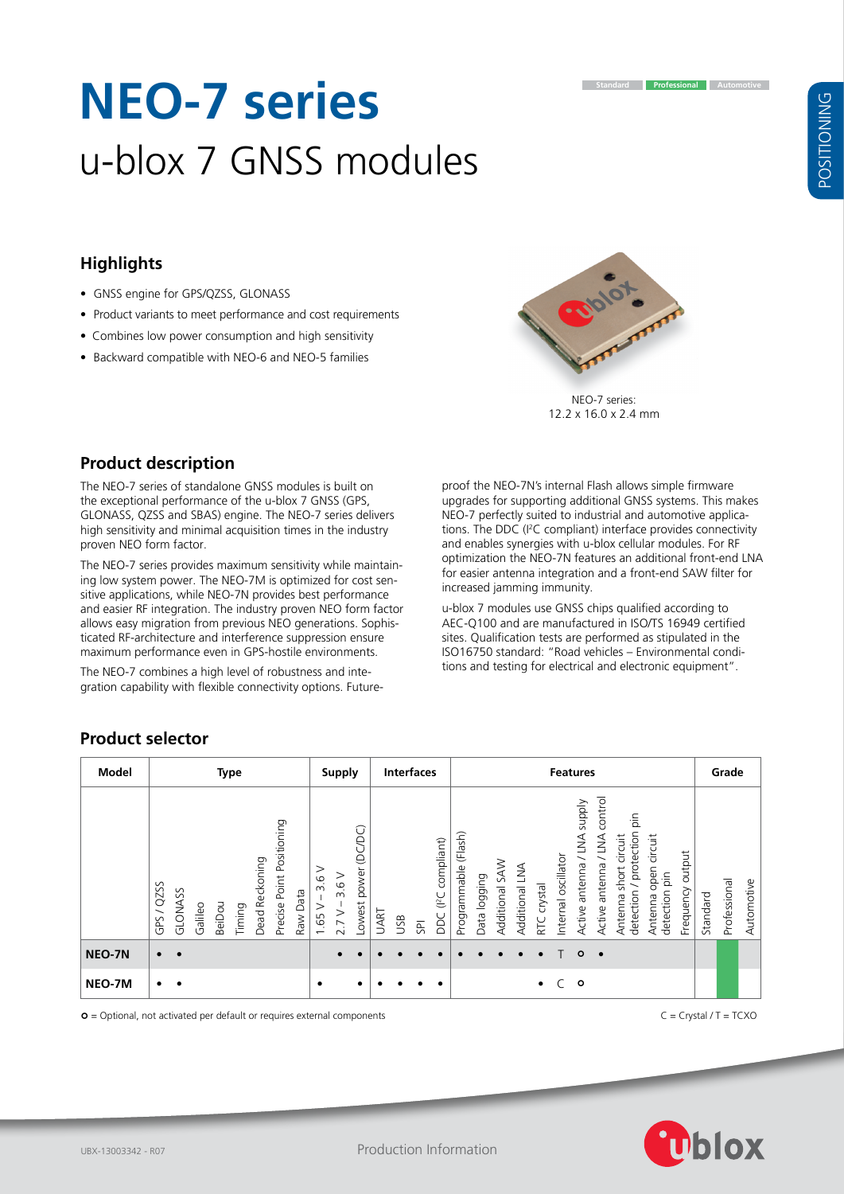# NEO-7 series

## u-blox 7 GNSS modules

### Highlights

- GNSS engine for GPS/QZSS, GLONASS
- Product variants to meet performance and cost requirements
- Combines low power consumption and high sensitivity
- Backward compatible with NEO-6 and NEO-5 families

NEO-7 series:
12.2 x 16.0 x 2.4 mm

### Product description

The NEO-7 series of standalone GNSS modules is built on the exceptional performance of the u-blox 7 GNSS (GPS, GLONASS, QZSS and SBAS) engine. The NEO-7 series delivers high sensitivity and minimal acquisition times in the industry proven NEO form factor.

The NEO-7 series provides maximum sensitivity while maintaining low system power. The NEO-7M is optimized for cost sensitive applications, while NEO-7N provides best performance and easier RF integration. The industry proven NEO form factor allows easy migration from previous NEO generations. Sophisticated RF-architecture and interference suppression ensure maximum performance even in GPS-hostile environments.

The NEO-7 combines a high level of robustness and integration capability with flexible connectivity options. Future-proof the NEO-7N's internal Flash allows simple firmware upgrades for supporting additional GNSS systems. This makes NEO-7 perfectly suited to industrial and automotive applications. The DDC (I²C compliant) interface provides connectivity and enables synergies with u-blox cellular modules. For RF optimization the NEO-7N features an additional front-end LNA for easier antenna integration and a front-end SAW filter for increased jamming immunity.

u-blox 7 modules use GNSS chips qualified according to AEC-Q100 and are manufactured in ISO/TS 16949 certified sites. Qualification tests are performed as stipulated in the ISO16750 standard: "Road vehicles – Environmental conditions and testing for electrical and electronic equipment".

### Product selector

| Model | Type | | | | | | | | Supply | | | Interfaces | | | | Features | | | | | | | | | | | Grade | | |
|---|---|---|---|---|---|---|---|---|---|---|---|---|---|---|---|---|---|---|---|---|---|---|---|---|---|---|---|---|---|
| | GPS / QZSS | GLONASS | Galileo | BeiDou | Timing | Dead Reckoning | Precise Point Positioning | Raw Data | 1.65 V – 3.6 V | 2.7 V – 3.6 V | Lowest power (DC/DC) | UART | USB | SPI | DDC (I²C compliant) | Programmable (Flash) | Data logging | Additional SAW | Additional LNA | RTC crystal | Internal oscillator | Active antenna / LNA supply | Active antenna / LNA control | Antenna short circuit detection / protection pin | Antenna open circuit detection pin | Frequency output | Standard | Professional | Automotive |
| **NEO-7N** | • | • | | | | | | | | • | • | • | • | • | • | • | • | • | • | • | T | o | • | | | | | ■ | |
| **NEO-7M** | • | • | | | | | | | • | | • | • | • | • | • | | | | | • | C | o | | | | | | ■ | |

o = Optional, not activated per default or requires external components

C = Crystal / T = TCXO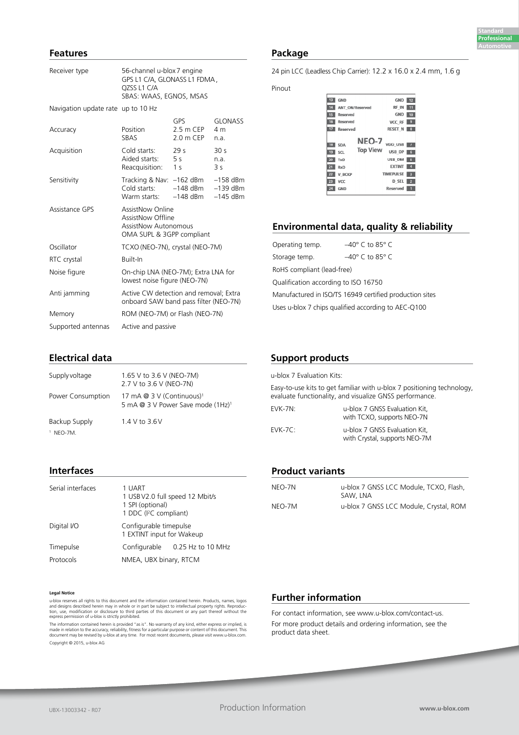## Features

| | | | |
|---|---|---|---|
| Receiver type | 56-channel u-blox 7 engine<br>GPS L1 C/A, GLONASS L1 FDMA,<br>QZSS L1 C/A<br>SBAS: WAAS, EGNOS, MSAS | | |
| Navigation update rate | up to 10 Hz | | |
| | | GPS | GLONASS |
| Accuracy | Position<br>SBAS | 2.5 m CEP<br>2.0 m CEP | 4 m<br>n.a. |
| Acquisition | Cold starts:<br>Aided starts:<br>Reacquisition: | 29 s<br>5 s<br>1 s | 30 s<br>n.a.<br>3 s |
| Sensitivity | Tracking & Nav:<br>Cold starts:<br>Warm starts: | –162 dBm<br>–148 dBm<br>–148 dBm | –158 dBm<br>–139 dBm<br>–145 dBm |
| Assistance GPS | AssistNow Online<br>AssistNow Offline<br>AssistNow Autonomous<br>OMA SUPL & 3GPP compliant | | |
| Oscillator | TCXO (NEO-7N), crystal (NEO-7M) | | |
| RTC crystal | Built-In | | |
| Noise figure | On-chip LNA (NEO-7M); Extra LNA for lowest noise figure (NEO-7N) | | |
| Anti jamming | Active CW detection and removal; Extra onboard SAW band pass filter (NEO-7N) | | |
| Memory | ROM (NEO-7M) or Flash (NEO-7N) | | |
| Supported antennas | Active and passive | | |

## Package

24 pin LCC (Leadless Chip Carrier): 12.2 x 16.0 x 2.4 mm, 1.6 g

Pinout

NEO-7 Top View

| | | | |
|---|---|---|---|
| 13 | GND | GND | 12 |
| 14 | ANT_ON/Reserved | RF_IN | 11 |
| 15 | Reserved | GND | 10 |
| 16 | Reserved | VCC_RF | 9 |
| 17 | Reserved | RESET_N | 8 |
| 18 | SDA | VDD_USB | 7 |
| 19 | SCL | USB_DP | 6 |
| 20 | TxD | USB_DM | 5 |
| 21 | RxD | EXTINT | 4 |
| 22 | V_BCKP | TIMEPULSE | 3 |
| 23 | VCC | D_SEL | 2 |
| 24 | GND | Reserved | 1 |

## Environmental data, quality & reliability

| | |
|---|---|
| Operating temp. | –40° C to 85° C |
| Storage temp. | –40° C to 85° C |

RoHS compliant (lead-free)

Qualification according to ISO 16750

Manufactured in ISO/TS 16949 certified production sites

Uses u-blox 7 chips qualified according to AEC-Q100

## Electrical data

| | |
|---|---|
| Supply voltage | 1.65 V to 3.6 V (NEO-7M)<br>2.7 V to 3.6 V (NEO-7N) |
| Power Consumption | 17 mA @ 3 V (Continuous)[1]<br>5 mA @ 3 V Power Save mode (1Hz)[1] |
| Backup Supply | 1.4 V to 3.6 V |

[1] NEO-7M.

## Support products

u-blox 7 Evaluation Kits:

Easy-to-use kits to get familiar with u-blox 7 positioning technology, evaluate functionality, and visualize GNSS performance.

| | |
|---|---|
| EVK-7N: | u-blox 7 GNSS Evaluation Kit, with TCXO, supports NEO-7N |
| EVK-7C: | u-blox 7 GNSS Evaluation Kit, with Crystal, supports NEO-7M |

## Interfaces

| | |
|---|---|
| Serial interfaces | 1 UART<br>1 USB V2.0 full speed 12 Mbit/s<br>1 SPI (optional)<br>1 DDC (I²C compliant) |
| Digital I/O | Configurable timepulse<br>1 EXTINT input for Wakeup |
| Timepulse | Configurable 0.25 Hz to 10 MHz |
| Protocols | NMEA, UBX binary, RTCM |

## Product variants

| | |
|---|---|
| NEO-7N | u-blox 7 GNSS LCC Module, TCXO, Flash, SAW, LNA |
| NEO-7M | u-blox 7 GNSS LCC Module, Crystal, ROM |

## Further information

For contact information, see www.u-blox.com/contact-us.

For more product details and ordering information, see the product data sheet.

**Legal Notice**

u-blox reserves all rights to this document and the information contained herein. Products, names, logos and designs described herein may in whole or in part be subject to intellectual property rights. Reproduction, use, modification or disclosure to third parties of this document or any part thereof without the express permission of u-blox is strictly prohibited.

The information contained herein is provided "as is". No warranty of any kind, either express or implied, is made in relation to the accuracy, reliability, fitness for a particular purpose or content of this document. This document may be revised by u-blox at any time. For most recent documents, please visit www.u-blox.com.

Copyright © 2015, u-blox AG

UBX-13003342 - R07 Production Information www.u-blox.com